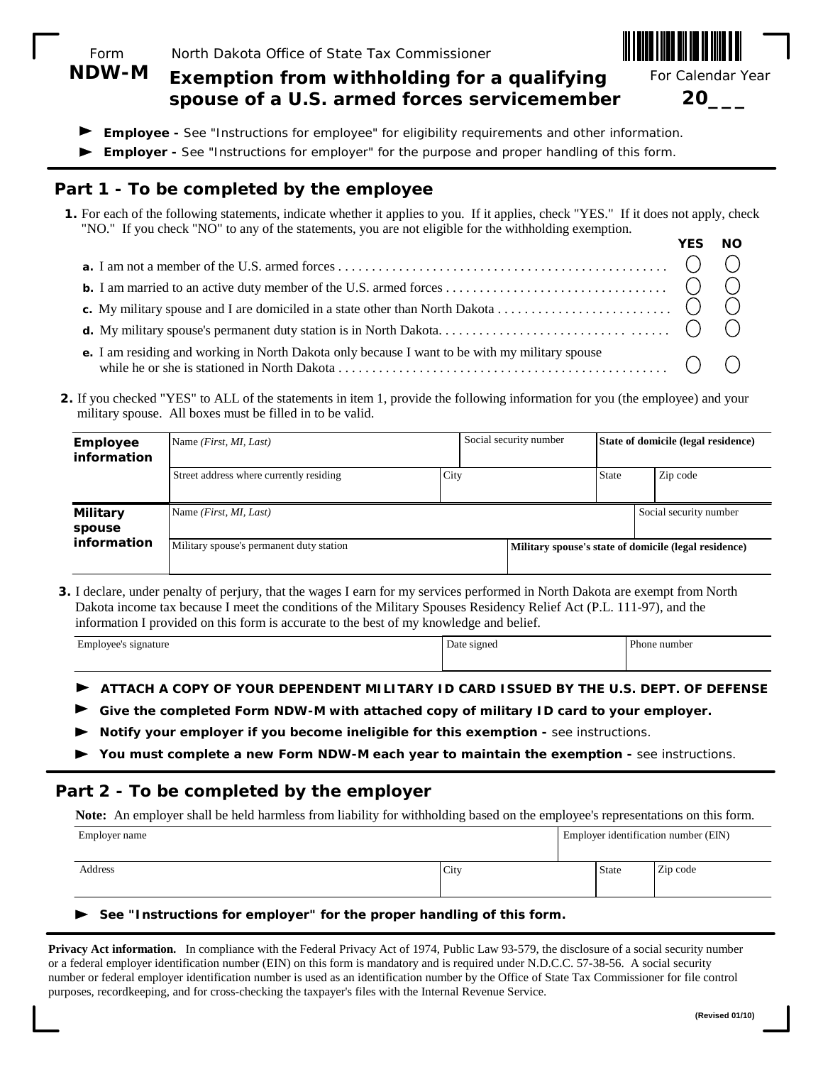Form **NDW-M**

North Dakota Office of State Tax Commissioner

# Exemption from withholding for a qualifying spouse of a U.S. armed forces servicemember

For Calendar Year **20___**

- **Employee -** See "Instructions for employee" for eligibility requirements and other information.
- **Employer -** See "Instructions for employer" for the purpose and proper handling of this form.

## Part 1 - To be completed by the employee

**1.** For each of the following statements, indicate whether it applies to you. If it applies, check "YES." If it does not apply, check "NO." If you check "NO" to any of the statements, you are not eligible for the withholding exemption.

| | YES | NO |
|---|---|---|
| **a.** I am not a member of the U.S. armed forces | ◯ | ◯ |
| **b.** I am married to an active duty member of the U.S. armed forces | ◯ | ◯ |
| **c.** My military spouse and I are domiciled in a state other than North Dakota | ◯ | ◯ |
| **d.** My military spouse's permanent duty station is in North Dakota. | ◯ | ◯ |
| **e.** I am residing and working in North Dakota only because I want to be with my military spouse while he or she is stationed in North Dakota | ◯ | ◯ |

**2.** If you checked "YES" to ALL of the statements in item 1, provide the following information for you (the employee) and your military spouse. All boxes must be filled in to be valid.

| | | | | |
|---|---|---|---|---|
| **Employee information** | Name *(First, MI, Last)* | Social security number | **State of domicile (legal residence)** | |
| | Street address where currently residing | City | State | Zip code |
| **Military spouse information** | Name *(First, MI, Last)* | | Social security number | |
| | Military spouse's permanent duty station | **Military spouse's state of domicile (legal residence)** | | |

**3.** I declare, under penalty of perjury, that the wages I earn for my services performed in North Dakota are exempt from North Dakota income tax because I meet the conditions of the Military Spouses Residency Relief Act (P.L. 111-97), and the information I provided on this form is accurate to the best of my knowledge and belief.

| Employee's signature | Date signed | Phone number |
|---|---|---|
| | | |

- **ATTACH A COPY OF YOUR DEPENDENT MILITARY ID CARD ISSUED BY THE U.S. DEPT. OF DEFENSE**
- **Give the completed Form NDW-M with attached copy of military ID card to your employer.**
- **Notify your employer if you become ineligible for this exemption -** see instructions.
- **You must complete a new Form NDW-M each year to maintain the exemption -** see instructions.

## Part 2 - To be completed by the employer

**Note:** An employer shall be held harmless from liability for withholding based on the employee's representations on this form.

| Employer name | | Employer identification number (EIN) | |
|---|---|---|---|
| **Address** | **City** | **State** | **Zip code** |
| | | | |

- **See "Instructions for employer" for the proper handling of this form.**

**Privacy Act information.** In compliance with the Federal Privacy Act of 1974, Public Law 93-579, the disclosure of a social security number or a federal employer identification number (EIN) on this form is mandatory and is required under N.D.C.C. 57-38-56. A social security number or federal employer identification number is used as an identification number by the Office of State Tax Commissioner for file control purposes, recordkeeping, and for cross-checking the taxpayer's files with the Internal Revenue Service.

(Revised 01/10)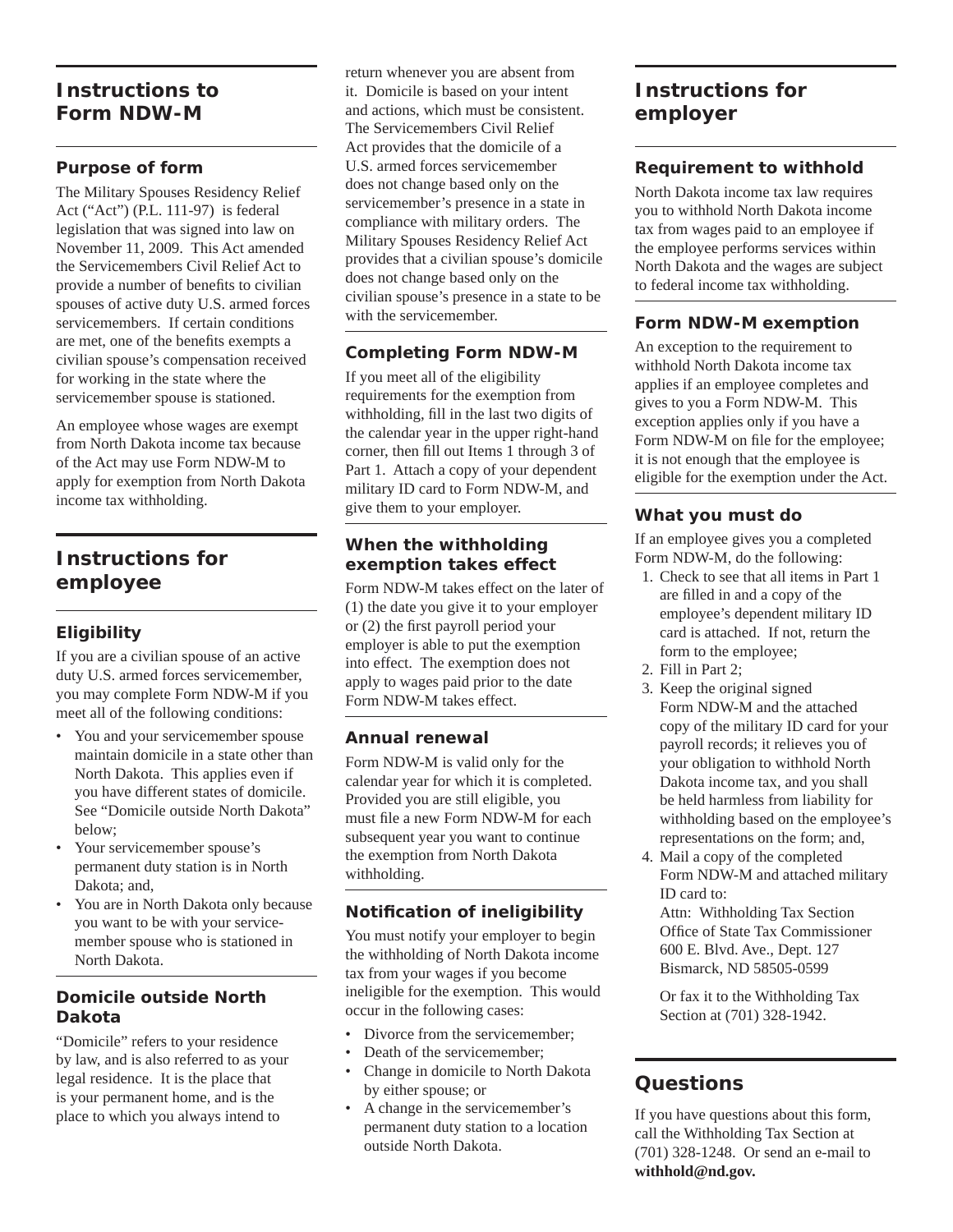## Instructions to Form NDW-M

### Purpose of form

The Military Spouses Residency Relief Act ("Act") (P.L. 111-97) is federal legislation that was signed into law on November 11, 2009. This Act amended the Servicemembers Civil Relief Act to provide a number of benefits to civilian spouses of active duty U.S. armed forces servicemembers. If certain conditions are met, one of the benefits exempts a civilian spouse's compensation received for working in the state where the servicemember spouse is stationed.

An employee whose wages are exempt from North Dakota income tax because of the Act may use Form NDW-M to apply for exemption from North Dakota income tax withholding.

## Instructions for employee

### Eligibility

If you are a civilian spouse of an active duty U.S. armed forces servicemember, you may complete Form NDW-M if you meet all of the following conditions:

- You and your servicemember spouse maintain domicile in a state other than North Dakota. This applies even if you have different states of domicile. See "Domicile outside North Dakota" below;
- Your servicemember spouse's permanent duty station is in North Dakota; and,
- You are in North Dakota only because you want to be with your servicemember spouse who is stationed in North Dakota.

### Domicile outside North Dakota

"Domicile" refers to your residence by law, and is also referred to as your legal residence. It is the place that is your permanent home, and is the place to which you always intend to return whenever you are absent from it. Domicile is based on your intent and actions, which must be consistent. The Servicemembers Civil Relief Act provides that the domicile of a U.S. armed forces servicemember does not change based only on the servicemember's presence in a state in compliance with military orders. The Military Spouses Residency Relief Act provides that a civilian spouse's domicile does not change based only on the civilian spouse's presence in a state to be with the servicemember.

### Completing Form NDW-M

If you meet all of the eligibility requirements for the exemption from withholding, fill in the last two digits of the calendar year in the upper right-hand corner, then fill out Items 1 through 3 of Part 1. Attach a copy of your dependent military ID card to Form NDW-M, and give them to your employer.

### When the withholding exemption takes effect

Form NDW-M takes effect on the later of (1) the date you give it to your employer or (2) the first payroll period your employer is able to put the exemption into effect. The exemption does not apply to wages paid prior to the date Form NDW-M takes effect.

### Annual renewal

Form NDW-M is valid only for the calendar year for which it is completed. Provided you are still eligible, you must file a new Form NDW-M for each subsequent year you want to continue the exemption from North Dakota withholding.

### Notification of ineligibility

You must notify your employer to begin the withholding of North Dakota income tax from your wages if you become ineligible for the exemption. This would occur in the following cases:

- Divorce from the servicemember;
- Death of the servicemember;
- Change in domicile to North Dakota by either spouse; or
- A change in the servicemember's permanent duty station to a location outside North Dakota.

## Instructions for employer

### Requirement to withhold

North Dakota income tax law requires you to withhold North Dakota income tax from wages paid to an employee if the employee performs services within North Dakota and the wages are subject to federal income tax withholding.

### Form NDW-M exemption

An exception to the requirement to withhold North Dakota income tax applies if an employee completes and gives to you a Form NDW-M. This exception applies only if you have a Form NDW-M on file for the employee; it is not enough that the employee is eligible for the exemption under the Act.

### What you must do

If an employee gives you a completed Form NDW-M, do the following:

1. Check to see that all items in Part 1 are filled in and a copy of the employee's dependent military ID card is attached. If not, return the form to the employee;
2. Fill in Part 2;
3. Keep the original signed Form NDW-M and the attached copy of the military ID card for your payroll records; it relieves you of your obligation to withhold North Dakota income tax, and you shall be held harmless from liability for withholding based on the employee's representations on the form; and,
4. Mail a copy of the completed Form NDW-M and attached military ID card to:
   Attn: Withholding Tax Section
   Office of State Tax Commissioner
   600 E. Blvd. Ave., Dept. 127
   Bismarck, ND 58505-0599

   Or fax it to the Withholding Tax Section at (701) 328-1942.

## Questions

If you have questions about this form, call the Withholding Tax Section at (701) 328-1248. Or send an e-mail to **withhold@nd.gov.**